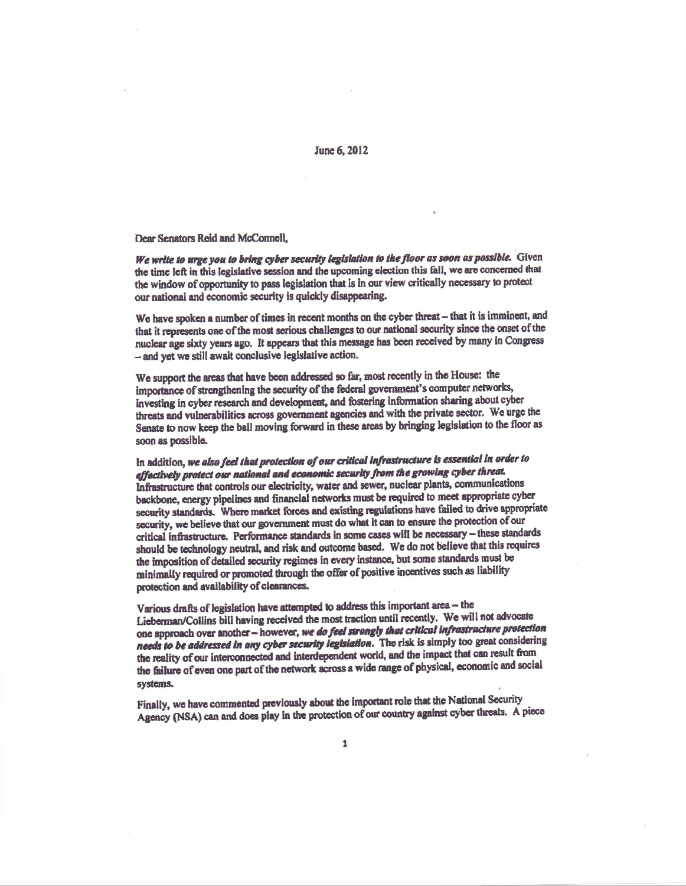June 6, 2012

Dear Senators Reid and McConnell,

***We write to urge you to bring cyber security legislation to the floor as soon as possible.*** Given the time left in this legislative session and the upcoming election this fall, we are concerned that the window of opportunity to pass legislation that is in our view critically necessary to protect our national and economic security is quickly disappearing.

We have spoken a number of times in recent months on the cyber threat – that it is imminent, and that it represents one of the most serious challenges to our national security since the onset of the nuclear age sixty years ago. It appears that this message has been received by many in Congress – and yet we still await conclusive legislative action.

We support the areas that have been addressed so far, most recently in the House: the importance of strengthening the security of the federal government's computer networks, investing in cyber research and development, and fostering information sharing about cyber threats and vulnerabilities across government agencies and with the private sector. We urge the Senate to now keep the ball moving forward in these areas by bringing legislation to the floor as soon as possible.

In addition, ***we also feel that protection of our critical infrastructure is essential in order to effectively protect our national and economic security from the growing cyber threat.*** Infrastructure that controls our electricity, water and sewer, nuclear plants, communications backbone, energy pipelines and financial networks must be required to meet appropriate cyber security standards. Where market forces and existing regulations have failed to drive appropriate security, we believe that our government must do what it can to ensure the protection of our critical infrastructure. Performance standards in some cases will be necessary – these standards should be technology neutral, and risk and outcome based. We do not believe that this requires the imposition of detailed security regimes in every instance, but some standards must be minimally required or promoted through the offer of positive incentives such as liability protection and availability of clearances.

Various drafts of legislation have attempted to address this important area – the Lieberman/Collins bill having received the most traction until recently. We will not advocate one approach over another – however, ***we do feel strongly that critical infrastructure protection needs to be addressed in any cyber security legislation.*** The risk is simply too great considering the reality of our interconnected and interdependent world, and the impact that can result from the failure of even one part of the network across a wide range of physical, economic and social systems.

Finally, we have commented previously about the important role that the National Security Agency (NSA) can and does play in the protection of our country against cyber threats. A piece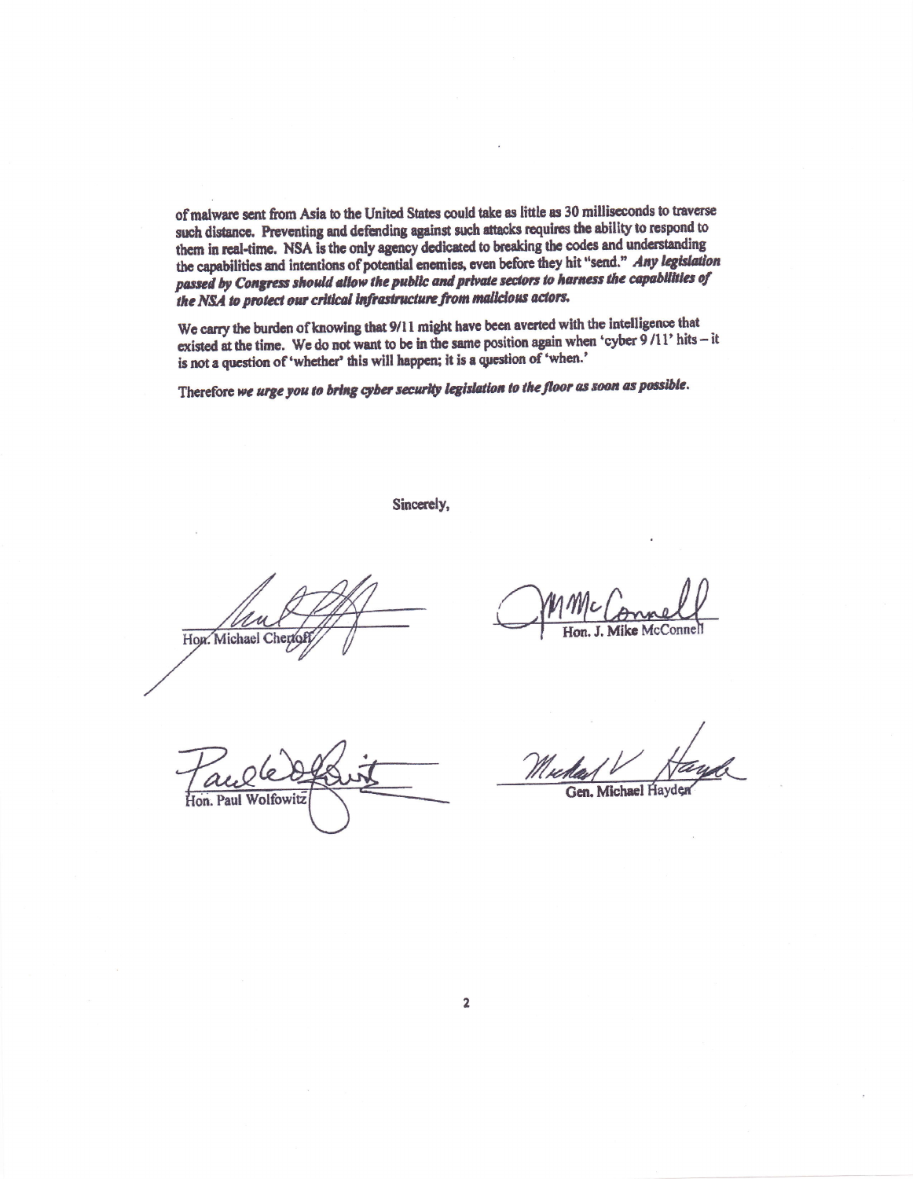of malware sent from Asia to the United States could take as little as 30 milliseconds to traverse such distance. Preventing and defending against such attacks requires the ability to respond to them in real-time. NSA is the only agency dedicated to breaking the codes and understanding the capabilities and intentions of potential enemies, even before they hit "send." ***Any legislation passed by Congress should allow the public and private sectors to harness the capabilities of the NSA to protect our critical infrastructure from malicious actors.***

We carry the burden of knowing that 9/11 might have been averted with the intelligence that existed at the time. We do not want to be in the same position again when 'cyber 9 /11' hits – it is not a question of 'whether' this will happen; it is a question of 'when.'

Therefore ***we urge you to bring cyber security legislation to the floor as soon as possible.***

Sincerely,

Hon. Michael Chertoff

Hon. J. Mike McConnell

Hon. Paul Wolfowitz

Gen. Michael Hayden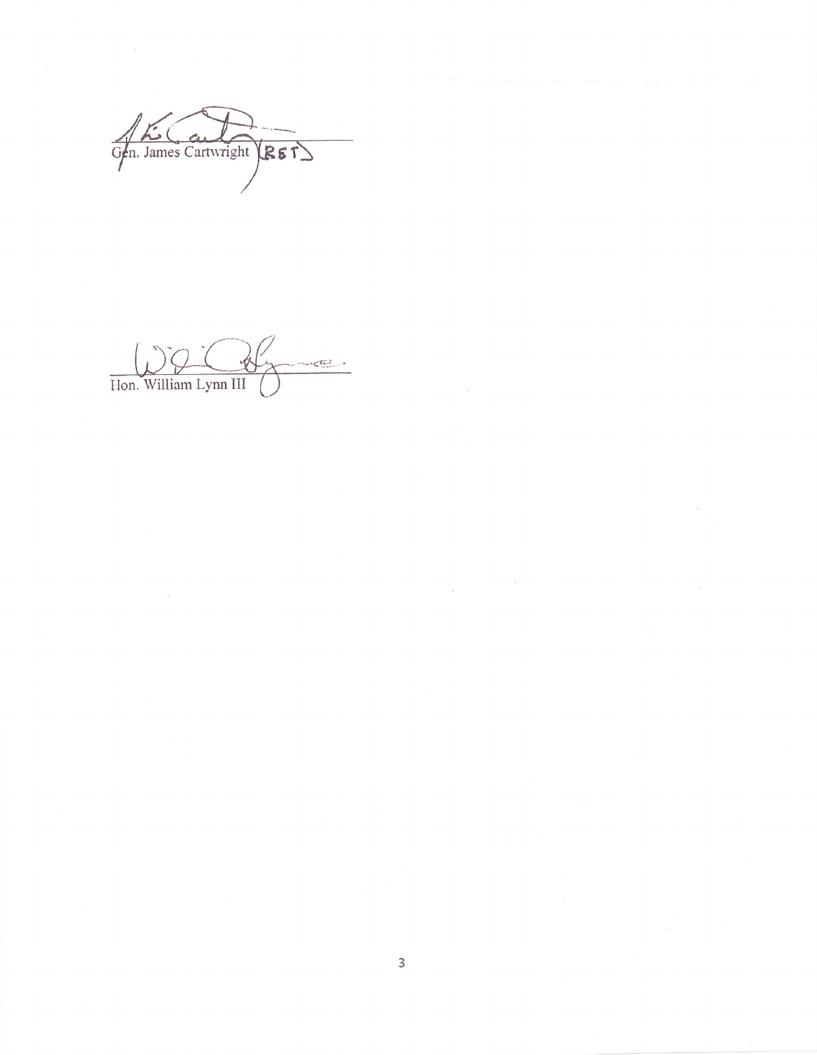Gen. James Cartwright (RET)

Hon. William Lynn III